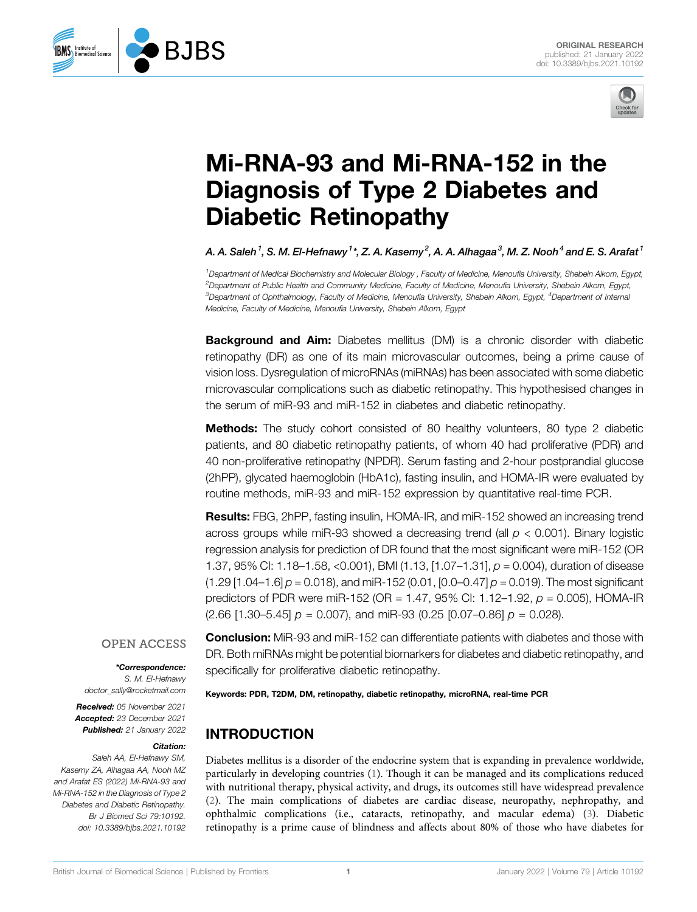ORIGINAL RESEARCH
published: 21 January 2022
doi: 10.3389/bjbs.2021.10192

# Mi-RNA-93 and Mi-RNA-152 in the Diagnosis of Type 2 Diabetes and Diabetic Retinopathy

*A. A. Saleh[1], S. M. El-Hefnawy[1]\*, Z. A. Kasemy[2], A. A. Alhagaa[3], M. Z. Nooh[4] and E. S. Arafat[1]*

[1]Department of Medical Biochemistry and Molecular Biology, Faculty of Medicine, Menoufia University, Shebein Alkom, Egypt, [2]Department of Public Health and Community Medicine, Faculty of Medicine, Menoufia University, Shebein Alkom, Egypt, [3]Department of Ophthalmology, Faculty of Medicine, Menoufia University, Shebein Alkom, Egypt, [4]Department of Internal Medicine, Faculty of Medicine, Menoufia University, Shebein Alkom, Egypt

**Background and Aim:** Diabetes mellitus (DM) is a chronic disorder with diabetic retinopathy (DR) as one of its main microvascular outcomes, being a prime cause of vision loss. Dysregulation of microRNAs (miRNAs) has been associated with some diabetic microvascular complications such as diabetic retinopathy. This hypothesised changes in the serum of miR-93 and miR-152 in diabetes and diabetic retinopathy.

**Methods:** The study cohort consisted of 80 healthy volunteers, 80 type 2 diabetic patients, and 80 diabetic retinopathy patients, of whom 40 had proliferative (PDR) and 40 non-proliferative retinopathy (NPDR). Serum fasting and 2-hour postprandial glucose (2hPP), glycated haemoglobin (HbA1c), fasting insulin, and HOMA-IR were evaluated by routine methods, miR-93 and miR-152 expression by quantitative real-time PCR.

**Results:** FBG, 2hPP, fasting insulin, HOMA-IR, and miR-152 showed an increasing trend across groups while miR-93 showed a decreasing trend (all $p < 0.001$). Binary logistic regression analysis for prediction of DR found that the most significant were miR-152 (OR 1.37, 95% CI: 1.18–1.58, <0.001), BMI (1.13, [1.07–1.31], $p = 0.004$), duration of disease (1.29 [1.04–1.6] $p = 0.018$), and miR-152 (0.01, [0.0–0.47] $p = 0.019$). The most significant predictors of PDR were miR-152 (OR = 1.47, 95% CI: 1.12–1.92, $p = 0.005$), HOMA-IR (2.66 [1.30–5.45] $p = 0.007$), and miR-93 (0.25 [0.07–0.86] $p = 0.028$).

**Conclusion:** MiR-93 and miR-152 can differentiate patients with diabetes and those with DR. Both miRNAs might be potential biomarkers for diabetes and diabetic retinopathy, and specifically for proliferative diabetic retinopathy.

**Keywords:** PDR, T2DM, DM, retinopathy, diabetic retinopathy, microRNA, real-time PCR

OPEN ACCESS

***Correspondence:**
S. M. El-Hefnawy
doctor_sally@rocketmail.com

**Received:** 05 November 2021
**Accepted:** 23 December 2021
**Published:** 21 January 2022

**Citation:**
Saleh AA, El-Hefnawy SM, Kasemy ZA, Alhagaa AA, Nooh MZ and Arafat ES (2022) Mi-RNA-93 and Mi-RNA-152 in the Diagnosis of Type 2 Diabetes and Diabetic Retinopathy. Br J Biomed Sci 79:10192. doi: 10.3389/bjbs.2021.10192

## INTRODUCTION

Diabetes mellitus is a disorder of the endocrine system that is expanding in prevalence worldwide, particularly in developing countries (1). Though it can be managed and its complications reduced with nutritional therapy, physical activity, and drugs, its outcomes still have widespread prevalence (2). The main complications of diabetes are cardiac disease, neuropathy, nephropathy, and ophthalmic complications (i.e., cataracts, retinopathy, and macular edema) (3). Diabetic retinopathy is a prime cause of blindness and affects about 80% of those who have diabetes for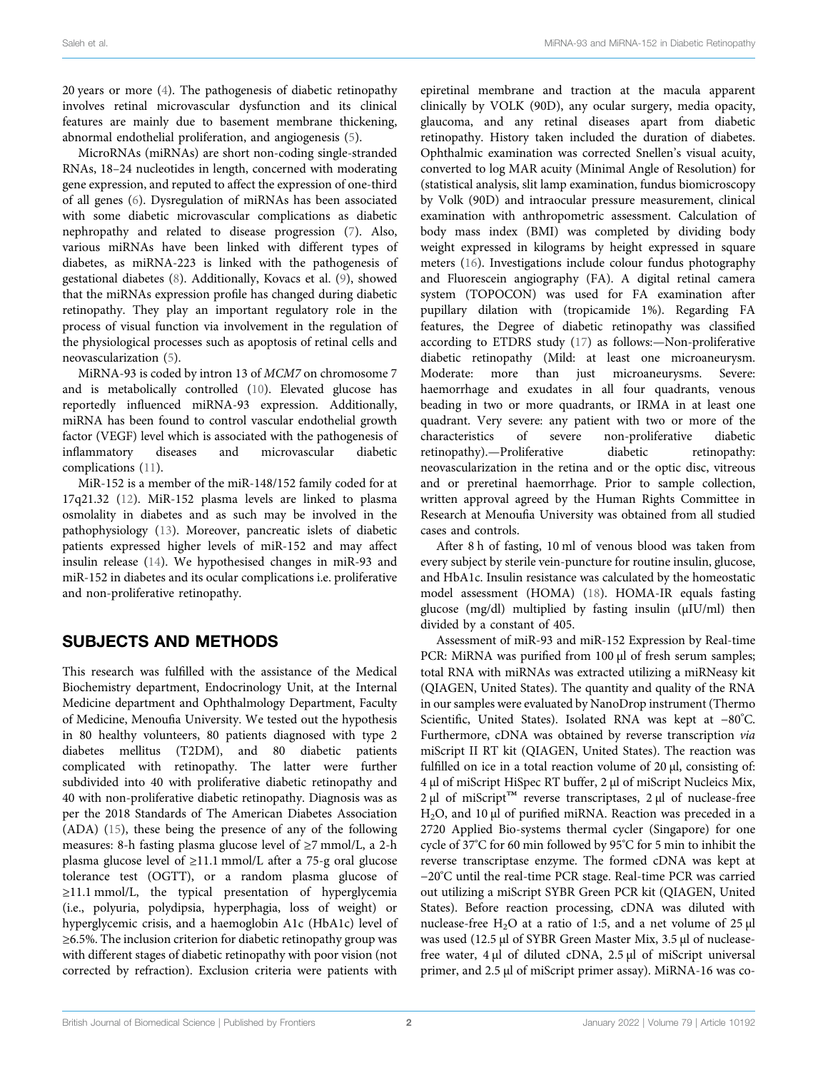20 years or more (4). The pathogenesis of diabetic retinopathy involves retinal microvascular dysfunction and its clinical features are mainly due to basement membrane thickening, abnormal endothelial proliferation, and angiogenesis (5).

MicroRNAs (miRNAs) are short non-coding single-stranded RNAs, 18–24 nucleotides in length, concerned with moderating gene expression, and reputed to affect the expression of one-third of all genes (6). Dysregulation of miRNAs has been associated with some diabetic microvascular complications as diabetic nephropathy and related to disease progression (7). Also, various miRNAs have been linked with different types of diabetes, as miRNA-223 is linked with the pathogenesis of gestational diabetes (8). Additionally, Kovacs et al. (9), showed that the miRNAs expression profile has changed during diabetic retinopathy. They play an important regulatory role in the process of visual function via involvement in the regulation of the physiological processes such as apoptosis of retinal cells and neovascularization (5).

MiRNA-93 is coded by intron 13 of *MCM7* on chromosome 7 and is metabolically controlled (10). Elevated glucose has reportedly influenced miRNA-93 expression. Additionally, miRNA has been found to control vascular endothelial growth factor (VEGF) level which is associated with the pathogenesis of inflammatory diseases and microvascular diabetic complications (11).

MiR-152 is a member of the miR-148/152 family coded for at 17q21.32 (12). MiR-152 plasma levels are linked to plasma osmolality in diabetes and as such may be involved in the pathophysiology (13). Moreover, pancreatic islets of diabetic patients expressed higher levels of miR-152 and may affect insulin release (14). We hypothesised changes in miR-93 and miR-152 in diabetes and its ocular complications i.e. proliferative and non-proliferative retinopathy.

## SUBJECTS AND METHODS

This research was fulfilled with the assistance of the Medical Biochemistry department, Endocrinology Unit, at the Internal Medicine department and Ophthalmology Department, Faculty of Medicine, Menoufia University. We tested out the hypothesis in 80 healthy volunteers, 80 patients diagnosed with type 2 diabetes mellitus (T2DM), and 80 diabetic patients complicated with retinopathy. The latter were further subdivided into 40 with proliferative diabetic retinopathy and 40 with non-proliferative diabetic retinopathy. Diagnosis was as per the 2018 Standards of The American Diabetes Association (ADA) (15), these being the presence of any of the following measures: 8-h fasting plasma glucose level of ≥7 mmol/L, a 2-h plasma glucose level of ≥11.1 mmol/L after a 75-g oral glucose tolerance test (OGTT), or a random plasma glucose of ≥11.1 mmol/L, the typical presentation of hyperglycemia (i.e., polyuria, polydipsia, hyperphagia, loss of weight) or hyperglycemic crisis, and a haemoglobin A1c (HbA1c) level of ≥6.5%. The inclusion criterion for diabetic retinopathy group was with different stages of diabetic retinopathy with poor vision (not corrected by refraction). Exclusion criteria were patients with epiretinal membrane and traction at the macula apparent clinically by VOLK (90D), any ocular surgery, media opacity, glaucoma, and any retinal diseases apart from diabetic retinopathy. History taken included the duration of diabetes. Ophthalmic examination was corrected Snellen's visual acuity, converted to log MAR acuity (Minimal Angle of Resolution) for (statistical analysis, slit lamp examination, fundus biomicroscopy by Volk (90D) and intraocular pressure measurement, clinical examination with anthropometric assessment. Calculation of body mass index (BMI) was completed by dividing body weight expressed in kilograms by height expressed in square meters (16). Investigations include colour fundus photography and Fluorescein angiography (FA). A digital retinal camera system (TOPOCON) was used for FA examination after pupillary dilation with (tropicamide 1%). Regarding FA features, the Degree of diabetic retinopathy was classified according to ETDRS study (17) as follows:—Non-proliferative diabetic retinopathy (Mild: at least one microaneurysm. Moderate: more than just microaneurysms. Severe: haemorrhage and exudates in all four quadrants, venous beading in two or more quadrants, or IRMA in at least one quadrant. Very severe: any patient with two or more of the characteristics of severe non-proliferative diabetic retinopathy).—Proliferative diabetic retinopathy: neovascularization in the retina and or the optic disc, vitreous and or preretinal haemorrhage. Prior to sample collection, written approval agreed by the Human Rights Committee in Research at Menoufia University was obtained from all studied cases and controls.

After 8 h of fasting, 10 ml of venous blood was taken from every subject by sterile vein-puncture for routine insulin, glucose, and HbA1c. Insulin resistance was calculated by the homeostatic model assessment (HOMA) (18). HOMA-IR equals fasting glucose (mg/dl) multiplied by fasting insulin (µIU/ml) then divided by a constant of 405.

Assessment of miR-93 and miR-152 Expression by Real-time PCR: MiRNA was purified from 100 µl of fresh serum samples; total RNA with miRNAs was extracted utilizing a miRNeasy kit (QIAGEN, United States). The quantity and quality of the RNA in our samples were evaluated by NanoDrop instrument (Thermo Scientific, United States). Isolated RNA was kept at −80°C. Furthermore, cDNA was obtained by reverse transcription *via* miScript II RT kit (QIAGEN, United States). The reaction was fulfilled on ice in a total reaction volume of 20 µl, consisting of: 4 µl of miScript HiSpec RT buffer, 2 µl of miScript Nucleics Mix, 2 µl of miScript™ reverse transcriptases, 2 µl of nuclease-free $H_2O$, and 10 µl of purified miRNA. Reaction was preceded in a 2720 Applied Bio-systems thermal cycler (Singapore) for one cycle of 37°C for 60 min followed by 95°C for 5 min to inhibit the reverse transcriptase enzyme. The formed cDNA was kept at −20°C until the real-time PCR stage. Real-time PCR was carried out utilizing a miScript SYBR Green PCR kit (QIAGEN, United States). Before reaction processing, cDNA was diluted with nuclease-free $H_2O$ at a ratio of 1:5, and a net volume of 25 µl was used (12.5 µl of SYBR Green Master Mix, 3.5 µl of nuclease-free water, 4 µl of diluted cDNA, 2.5 µl of miScript universal primer, and 2.5 µl of miScript primer assay). MiRNA-16 was co-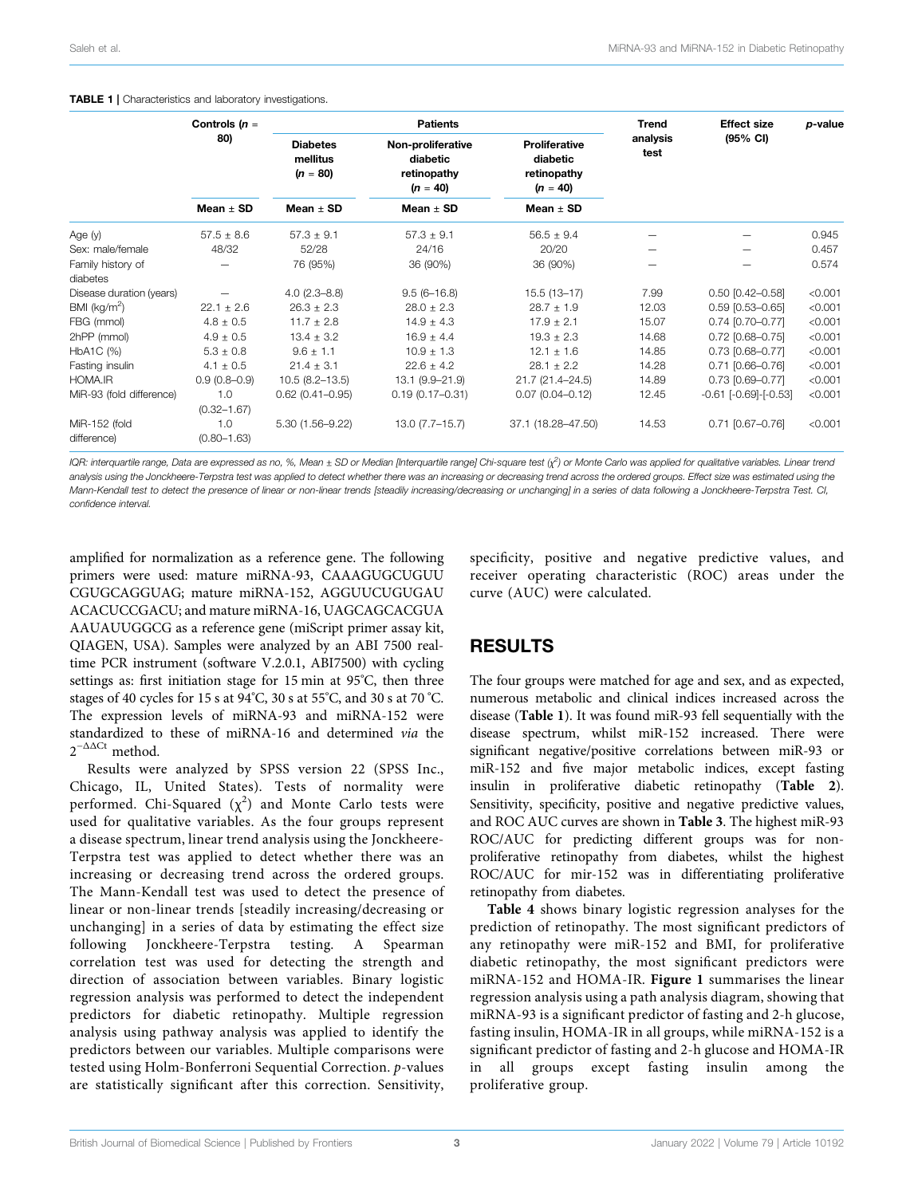**TABLE 1** | Characteristics and laboratory investigations.

| | Controls ($n$ = 80) | Patients | | | Trend analysis test | Effect size (95% CI) | $p$-value |
|---|---|---|---|---|---|---|---|
| | | Diabetes mellitus ($n$ = 80) | Non-proliferative diabetic retinopathy ($n$ = 40) | Proliferative diabetic retinopathy ($n$ = 40) | | | |
| | Mean ± SD | Mean ± SD | Mean ± SD | Mean ± SD | | | |
| Age (y) | 57.5 ± 8.6 | 57.3 ± 9.1 | 57.3 ± 9.1 | 56.5 ± 9.4 | — | — | 0.945 |
| Sex: male/female | 48/32 | 52/28 | 24/16 | 20/20 | — | — | 0.457 |
| Family history of diabetes | — | 76 (95%) | 36 (90%) | 36 (90%) | — | — | 0.574 |
| Disease duration (years) | — | 4.0 (2.3–8.8) | 9.5 (6–16.8) | 15.5 (13–17) | 7.99 | 0.50 [0.42–0.58] | <0.001 |
| BMI (kg/m$^2$) | 22.1 ± 2.6 | 26.3 ± 2.3 | 28.0 ± 2.3 | 28.7 ± 1.9 | 12.03 | 0.59 [0.53–0.65] | <0.001 |
| FBG (mmol) | 4.8 ± 0.5 | 11.7 ± 2.8 | 14.9 ± 4.3 | 17.9 ± 2.1 | 15.07 | 0.74 [0.70–0.77] | <0.001 |
| 2hPP (mmol) | 4.9 ± 0.5 | 13.4 ± 3.2 | 16.9 ± 4.4 | 19.3 ± 2.3 | 14.68 | 0.72 [0.68–0.75] | <0.001 |
| HbA1C (%) | 5.3 ± 0.8 | 9.6 ± 1.1 | 10.9 ± 1.3 | 12.1 ± 1.6 | 14.85 | 0.73 [0.68–0.77] | <0.001 |
| Fasting insulin | 4.1 ± 0.5 | 21.4 ± 3.1 | 22.6 ± 4.2 | 28.1 ± 2.2 | 14.28 | 0.71 [0.66–0.76] | <0.001 |
| HOMA.IR | 0.9 (0.8–0.9) | 10.5 (8.2–13.5) | 13.1 (9.9–21.9) | 21.7 (21.4–24.5) | 14.89 | 0.73 [0.69–0.77] | <0.001 |
| MiR-93 (fold difference) | 1.0 (0.32–1.67) | 0.62 (0.41–0.95) | 0.19 (0.17–0.31) | 0.07 (0.04–0.12) | 12.45 | -0.61 [-0.69]-[-0.53] | <0.001 |
| MiR-152 (fold difference) | 1.0 (0.80–1.63) | 5.30 (1.56–9.22) | 13.0 (7.7–15.7) | 37.1 (18.28–47.50) | 14.53 | 0.71 [0.67–0.76] | <0.001 |

*IQR: interquartile range, Data are expressed as no, %, Mean ± SD or Median [Interquartile range] Chi-square test ($\chi^2$) or Monte Carlo was applied for qualitative variables. Linear trend analysis using the Jonckheere-Terpstra test was applied to detect whether there was an increasing or decreasing trend across the ordered groups. Effect size was estimated using the Mann-Kendall test to detect the presence of linear or non-linear trends [steadily increasing/decreasing or unchanging] in a series of data following a Jonckheere-Terpstra Test. CI, confidence interval.*

amplified for normalization as a reference gene. The following primers were used: mature miRNA-93, CAAAGUGCUGUU CGUGCAGGUAG; mature miRNA-152, AGGUUCUGUGAU ACACUCCGACU; and mature miRNA-16, UAGCAGCACGUA AAUAUUGGCG as a reference gene (miScript primer assay kit, QIAGEN, USA). Samples were analyzed by an ABI 7500 real-time PCR instrument (software V.2.0.1, ABI7500) with cycling settings as: first initiation stage for 15 min at 95°C, then three stages of 40 cycles for 15 s at 94°C, 30 s at 55°C, and 30 s at 70 °C. The expression levels of miRNA-93 and miRNA-152 were standardized to these of miRNA-16 and determined *via* the $2^{-\Delta\Delta Ct}$ method.

Results were analyzed by SPSS version 22 (SPSS Inc., Chicago, IL, United States). Tests of normality were performed. Chi-Squared ($\chi^2$) and Monte Carlo tests were used for qualitative variables. As the four groups represent a disease spectrum, linear trend analysis using the Jonckheere-Terpstra test was applied to detect whether there was an increasing or decreasing trend across the ordered groups. The Mann-Kendall test was used to detect the presence of linear or non-linear trends [steadily increasing/decreasing or unchanging] in a series of data by estimating the effect size following Jonckheere-Terpstra testing. A Spearman correlation test was used for detecting the strength and direction of association between variables. Binary logistic regression analysis was performed to detect the independent predictors for diabetic retinopathy. Multiple regression analysis using pathway analysis was applied to identify the predictors between our variables. Multiple comparisons were tested using Holm-Bonferroni Sequential Correction. $p$-values are statistically significant after this correction. Sensitivity, specificity, positive and negative predictive values, and receiver operating characteristic (ROC) areas under the curve (AUC) were calculated.

## RESULTS

The four groups were matched for age and sex, and as expected, numerous metabolic and clinical indices increased across the disease (**Table 1**). It was found miR-93 fell sequentially with the disease spectrum, whilst miR-152 increased. There were significant negative/positive correlations between miR-93 or miR-152 and five major metabolic indices, except fasting insulin in proliferative diabetic retinopathy (**Table 2**). Sensitivity, specificity, positive and negative predictive values, and ROC AUC curves are shown in **Table 3**. The highest miR-93 ROC/AUC for predicting different groups was for non-proliferative retinopathy from diabetes, whilst the highest ROC/AUC for mir-152 was in differentiating proliferative retinopathy from diabetes.

**Table 4** shows binary logistic regression analyses for the prediction of retinopathy. The most significant predictors of any retinopathy were miR-152 and BMI, for proliferative diabetic retinopathy, the most significant predictors were miRNA-152 and HOMA-IR. **Figure 1** summarises the linear regression analysis using a path analysis diagram, showing that miRNA-93 is a significant predictor of fasting and 2-h glucose, fasting insulin, HOMA-IR in all groups, while miRNA-152 is a significant predictor of fasting and 2-h glucose and HOMA-IR in all groups except fasting insulin among the proliferative group.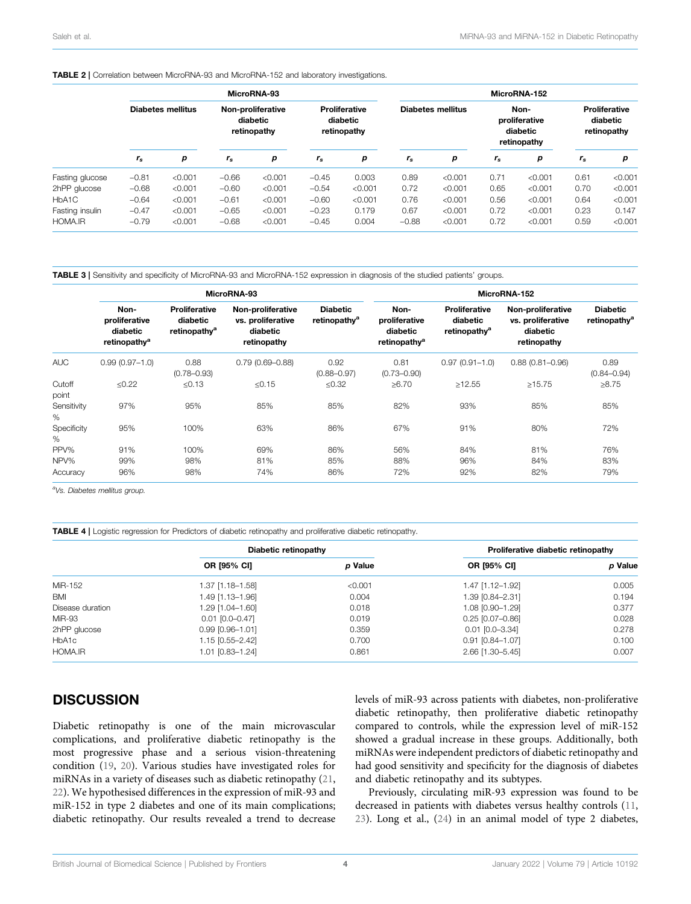**TABLE 2 |** Correlation between MicroRNA-93 and MicroRNA-152 and laboratory investigations.

| | MicroRNA-93 | | | | | | MicroRNA-152 | | | | | |
|---|---|---|---|---|---|---|---|---|---|---|---|---|
| | Diabetes mellitus | | Non-proliferative diabetic retinopathy | | Proliferative diabetic retinopathy | | Diabetes mellitus | | Non-proliferative diabetic retinopathy | | Proliferative diabetic retinopathy | |
| | $r_s$ | *p* | $r_s$ | *p* | $r_s$ | *p* | $r_s$ | *p* | $r_s$ | *p* | $r_s$ | *p* |
| Fasting glucose | −0.81 | <0.001 | −0.66 | <0.001 | −0.45 | 0.003 | 0.89 | <0.001 | 0.71 | <0.001 | 0.61 | <0.001 |
| 2hPP glucose | −0.68 | <0.001 | −0.60 | <0.001 | −0.54 | <0.001 | 0.72 | <0.001 | 0.65 | <0.001 | 0.70 | <0.001 |
| HbA1C | −0.64 | <0.001 | −0.61 | <0.001 | −0.60 | <0.001 | 0.76 | <0.001 | 0.56 | <0.001 | 0.64 | <0.001 |
| Fasting insulin | −0.47 | <0.001 | −0.65 | <0.001 | −0.23 | 0.179 | 0.67 | <0.001 | 0.72 | <0.001 | 0.23 | 0.147 |
| HOMA.IR | −0.79 | <0.001 | −0.68 | <0.001 | −0.45 | 0.004 | −0.88 | <0.001 | 0.72 | <0.001 | 0.59 | <0.001 |

**TABLE 3 |** Sensitivity and specificity of MicroRNA-93 and MicroRNA-152 expression in diagnosis of the studied patients' groups.

| | MicroRNA-93 | | | | MicroRNA-152 | | | |
|---|---|---|---|---|---|---|---|---|
| | Non-proliferative diabetic retinopathy[a] | Proliferative diabetic retinopathy[a] | Non-proliferative vs. proliferative diabetic retinopathy | Diabetic retinopathy[a] | Non-proliferative diabetic retinopathy[a] | Proliferative diabetic retinopathy[a] | Non-proliferative vs. proliferative diabetic retinopathy | Diabetic retinopathy[a] |
| AUC | 0.99 (0.97–1.0) | 0.88 (0.78–0.93) | 0.79 (0.69–0.88) | 0.92 (0.88–0.97) | 0.81 (0.73–0.90) | 0.97 (0.91–1.0) | 0.88 (0.81–0.96) | 0.89 (0.84–0.94) |
| Cutoff point | ≤0.22 | ≤0.13 | ≤0.15 | ≤0.32 | ≥6.70 | ≥12.55 | ≥15.75 | ≥8.75 |
| Sensitivity % | 97% | 95% | 85% | 85% | 82% | 93% | 85% | 85% |
| Specificity % | 95% | 100% | 63% | 86% | 67% | 91% | 80% | 72% |
| PPV% | 91% | 100% | 69% | 86% | 56% | 84% | 81% | 76% |
| NPV% | 99% | 98% | 81% | 85% | 88% | 96% | 84% | 83% |
| Accuracy | 96% | 98% | 74% | 86% | 72% | 92% | 82% | 79% |

[a]*Vs. Diabetes mellitus group.*

**TABLE 4 |** Logistic regression for Predictors of diabetic retinopathy and proliferative diabetic retinopathy.

| | Diabetic retinopathy | | Proliferative diabetic retinopathy | |
|---|---|---|---|---|
| | OR [95% CI] | *p* Value | OR [95% CI] | *p* Value |
| MiR-152 | 1.37 [1.18–1.58] | <0.001 | 1.47 [1.12–1.92] | 0.005 |
| BMI | 1.49 [1.13–1.96] | 0.004 | 1.39 [0.84–2.31] | 0.194 |
| Disease duration | 1.29 [1.04–1.60] | 0.018 | 1.08 [0.90–1.29] | 0.377 |
| MiR-93 | 0.01 [0.0–0.47] | 0.019 | 0.25 [0.07–0.86] | 0.028 |
| 2hPP glucose | 0.99 [0.96–1.01] | 0.359 | 0.01 [0.0–3.34] | 0.278 |
| HbA1c | 1.15 [0.55–2.42] | 0.700 | 0.91 [0.84–1.07] | 0.100 |
| HOMA.IR | 1.01 [0.83–1.24] | 0.861 | 2.66 [1.30–5.45] | 0.007 |

## DISCUSSION

Diabetic retinopathy is one of the main microvascular complications, and proliferative diabetic retinopathy is the most progressive phase and a serious vision-threatening condition (19, 20). Various studies have investigated roles for miRNAs in a variety of diseases such as diabetic retinopathy (21, 22). We hypothesised differences in the expression of miR-93 and miR-152 in type 2 diabetes and one of its main complications; diabetic retinopathy. Our results revealed a trend to decrease levels of miR-93 across patients with diabetes, non-proliferative diabetic retinopathy, then proliferative diabetic retinopathy compared to controls, while the expression level of miR-152 showed a gradual increase in these groups. Additionally, both miRNAs were independent predictors of diabetic retinopathy and had good sensitivity and specificity for the diagnosis of diabetes and diabetic retinopathy and its subtypes.

Previously, circulating miR-93 expression was found to be decreased in patients with diabetes versus healthy controls (11, 23). Long et al., (24) in an animal model of type 2 diabetes,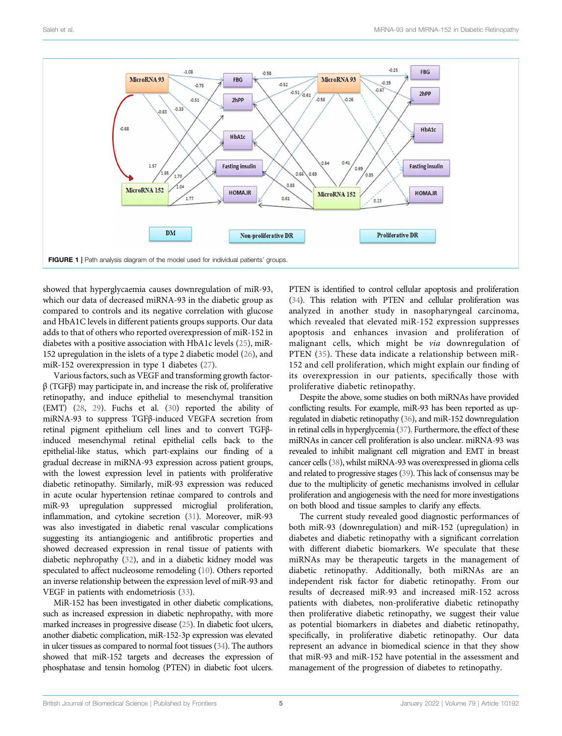**FIGURE 1** | Path analysis diagram of the model used for individual patients' groups.

showed that hyperglycaemia causes downregulation of miR-93, which our data of decreased miRNA-93 in the diabetic group as compared to controls and its negative correlation with glucose and HbA1C levels in different patients groups supports. Our data adds to that of others who reported overexpression of miR-152 in diabetes with a positive association with HbA1c levels (25), miR-152 upregulation in the islets of a type 2 diabetic model (26), and miR-152 overexpression in type 1 diabetes (27).

Various factors, such as VEGF and transforming growth factor-β (TGFβ) may participate in, and increase the risk of, proliferative retinopathy, and induce epithelial to mesenchymal transition (EMT) (28, 29). Fuchs et al. (30) reported the ability of miRNA-93 to suppress TGFβ-induced VEGFA secretion from retinal pigment epithelium cell lines and to convert TGFβ-induced mesenchymal retinal epithelial cells back to the epithelial-like status, which part-explains our finding of a gradual decrease in miRNA-93 expression across patient groups, with the lowest expression level in patients with proliferative diabetic retinopathy. Similarly, miR-93 expression was reduced in acute ocular hypertension retinae compared to controls and miR-93 upregulation suppressed microglial proliferation, inflammation, and cytokine secretion (31). Moreover, miR-93 was also investigated in diabetic renal vascular complications suggesting its antiangiogenic and antifibrotic properties and showed decreased expression in renal tissue of patients with diabetic nephropathy (32), and in a diabetic kidney model was speculated to affect nucleosome remodeling (10). Others reported an inverse relationship between the expression level of miR-93 and VEGF in patients with endometriosis (33).

MiR-152 has been investigated in other diabetic complications, such as increased expression in diabetic nephropathy, with more marked increases in progressive disease (25). In diabetic foot ulcers, another diabetic complication, miR-152-3p expression was elevated in ulcer tissues as compared to normal foot tissues (34). The authors showed that miR-152 targets and decreases the expression of phosphatase and tensin homolog (PTEN) in diabetic foot ulcers. PTEN is identified to control cellular apoptosis and proliferation (34). This relation with PTEN and cellular proliferation was analyzed in another study in nasopharyngeal carcinoma, which revealed that elevated miR-152 expression suppresses apoptosis and enhances invasion and proliferation of malignant cells, which might be *via* downregulation of PTEN (35). These data indicate a relationship between miR-152 and cell proliferation, which might explain our finding of its overexpression in our patients, specifically those with proliferative diabetic retinopathy.

Despite the above, some studies on both miRNAs have provided conflicting results. For example, miR-93 has been reported as up-regulated in diabetic retinopathy (36), and miR-152 downregulation in retinal cells in hyperglycemia (37). Furthermore, the effect of these miRNAs in cancer cell proliferation is also unclear. miRNA-93 was revealed to inhibit malignant cell migration and EMT in breast cancer cells (38), whilst miRNA-93 was overexpressed in glioma cells and related to progressive stages (39). This lack of consensus may be due to the multiplicity of genetic mechanisms involved in cellular proliferation and angiogenesis with the need for more investigations on both blood and tissue samples to clarify any effects.

The current study revealed good diagnostic performances of both miR-93 (downregulation) and miR-152 (upregulation) in diabetes and diabetic retinopathy with a significant correlation with different diabetic biomarkers. We speculate that these miRNAs may be therapeutic targets in the management of diabetic retinopathy. Additionally, both miRNAs are an independent risk factor for diabetic retinopathy. From our results of decreased miR-93 and increased miR-152 across patients with diabetes, non-proliferative diabetic retinopathy then proliferative diabetic retinopathy, we suggest their value as potential biomarkers in diabetes and diabetic retinopathy, specifically, in proliferative diabetic retinopathy. Our data represent an advance in biomedical science in that they show that miR-93 and miR-152 have potential in the assessment and management of the progression of diabetes to retinopathy.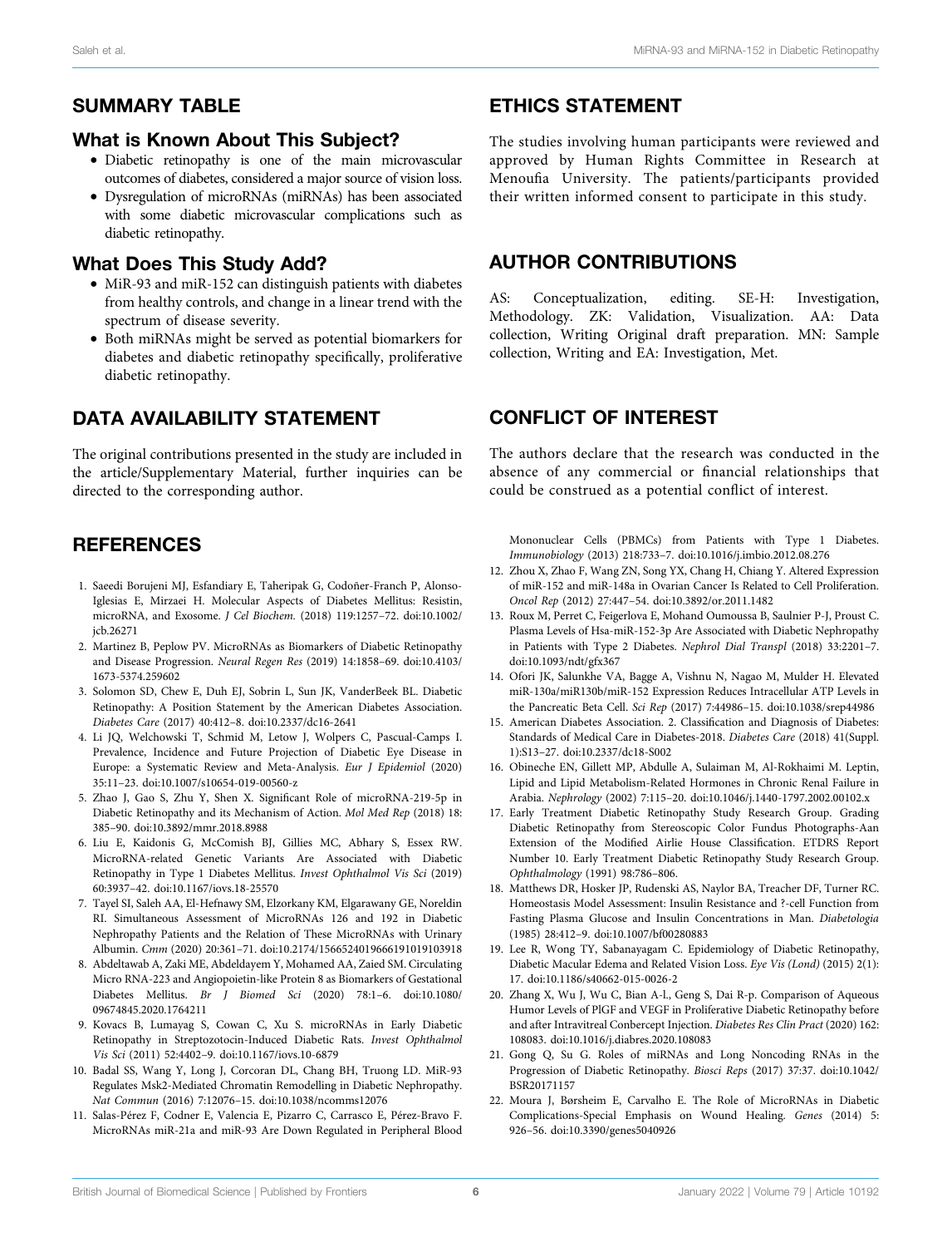## SUMMARY TABLE

### What is Known About This Subject?

- Diabetic retinopathy is one of the main microvascular outcomes of diabetes, considered a major source of vision loss.
- Dysregulation of microRNAs (miRNAs) has been associated with some diabetic microvascular complications such as diabetic retinopathy.

### What Does This Study Add?

- MiR-93 and miR-152 can distinguish patients with diabetes from healthy controls, and change in a linear trend with the spectrum of disease severity.
- Both miRNAs might be served as potential biomarkers for diabetes and diabetic retinopathy specifically, proliferative diabetic retinopathy.

## DATA AVAILABILITY STATEMENT

The original contributions presented in the study are included in the article/Supplementary Material, further inquiries can be directed to the corresponding author.

## ETHICS STATEMENT

The studies involving human participants were reviewed and approved by Human Rights Committee in Research at Menoufia University. The patients/participants provided their written informed consent to participate in this study.

## AUTHOR CONTRIBUTIONS

AS: Conceptualization, editing. SE-H: Investigation, Methodology. ZK: Validation, Visualization. AA: Data collection, Writing Original draft preparation. MN: Sample collection, Writing and EA: Investigation, Met.

## CONFLICT OF INTEREST

The authors declare that the research was conducted in the absence of any commercial or financial relationships that could be construed as a potential conflict of interest.

## REFERENCES

1. Saeedi Borujeni MJ, Esfandiary E, Taheripak G, Codoñer-Franch P, Alonso-Iglesias E, Mirzaei H. Molecular Aspects of Diabetes Mellitus: Resistin, microRNA, and Exosome. *J Cel Biochem.* (2018) 119:1257–72. doi:10.1002/jcb.26271
2. Martinez B, Peplow PV. MicroRNAs as Biomarkers of Diabetic Retinopathy and Disease Progression. *Neural Regen Res* (2019) 14:1858–69. doi:10.4103/1673-5374.259602
3. Solomon SD, Chew E, Duh EJ, Sobrin L, Sun JK, VanderBeek BL. Diabetic Retinopathy: A Position Statement by the American Diabetes Association. *Diabetes Care* (2017) 40:412–8. doi:10.2337/dc16-2641
4. Li JQ, Welchowski T, Schmid M, Letow J, Wolpers C, Pascual-Camps I. Prevalence, Incidence and Future Projection of Diabetic Eye Disease in Europe: a Systematic Review and Meta-Analysis. *Eur J Epidemiol* (2020) 35:11–23. doi:10.1007/s10654-019-00560-z
5. Zhao J, Gao S, Zhu Y, Shen X. Significant Role of microRNA-219-5p in Diabetic Retinopathy and its Mechanism of Action. *Mol Med Rep* (2018) 18: 385–90. doi:10.3892/mmr.2018.8988
6. Liu E, Kaidonis G, McComish BJ, Gillies MC, Abhary S, Essex RW. MicroRNA-related Genetic Variants Are Associated with Diabetic Retinopathy in Type 1 Diabetes Mellitus. *Invest Ophthalmol Vis Sci* (2019) 60:3937–42. doi:10.1167/iovs.18-25570
7. Tayel SI, Saleh AA, El-Hefnawy SM, Elzorkany KM, Elgarawany GE, Noreldin RI. Simultaneous Assessment of MicroRNAs 126 and 192 in Diabetic Nephropathy Patients and the Relation of These MicroRNAs with Urinary Albumin. *Cmm* (2020) 20:361–71. doi:10.2174/1566524019666191019103918
8. Abdeltawab A, Zaki ME, Abdeldayem Y, Mohamed AA, Zaied SM. Circulating Micro RNA-223 and Angiopoietin-like Protein 8 as Biomarkers of Gestational Diabetes Mellitus. *Br J Biomed Sci* (2020) 78:1–6. doi:10.1080/09674845.2020.1764211
9. Kovacs B, Lumayag S, Cowan C, Xu S. microRNAs in Early Diabetic Retinopathy in Streptozotocin-Induced Diabetic Rats. *Invest Ophthalmol Vis Sci* (2011) 52:4402–9. doi:10.1167/iovs.10-6879
10. Badal SS, Wang Y, Long J, Corcoran DL, Chang BH, Truong LD. MiR-93 Regulates Msk2-Mediated Chromatin Remodelling in Diabetic Nephropathy. *Nat Commun* (2016) 7:12076–15. doi:10.1038/ncomms12076
11. Salas-Pérez F, Codner E, Valencia E, Pizarro C, Carrasco E, Pérez-Bravo F. MicroRNAs miR-21a and miR-93 Are Down Regulated in Peripheral Blood Mononuclear Cells (PBMCs) from Patients with Type 1 Diabetes. *Immunobiology* (2013) 218:733–7. doi:10.1016/j.imbio.2012.08.276
12. Zhou X, Zhao F, Wang ZN, Song YX, Chang H, Chiang Y. Altered Expression of miR-152 and miR-148a in Ovarian Cancer Is Related to Cell Proliferation. *Oncol Rep* (2012) 27:447–54. doi:10.3892/or.2011.1482
13. Roux M, Perret C, Feigerlova E, Mohand Oumoussa B, Saulnier P-J, Proust C. Plasma Levels of Hsa-miR-152-3p Are Associated with Diabetic Nephropathy in Patients with Type 2 Diabetes. *Nephrol Dial Transpl* (2018) 33:2201–7. doi:10.1093/ndt/gfx367
14. Ofori JK, Salunkhe VA, Bagge A, Vishnu N, Nagao M, Mulder H. Elevated miR-130a/miR130b/miR-152 Expression Reduces Intracellular ATP Levels in the Pancreatic Beta Cell. *Sci Rep* (2017) 7:44986–15. doi:10.1038/srep44986
15. American Diabetes Association. 2. Classification and Diagnosis of Diabetes: Standards of Medical Care in Diabetes-2018. *Diabetes Care* (2018) 41(Suppl. 1):S13–27. doi:10.2337/dc18-S002
16. Obineche EN, Gillett MP, Abdulle A, Sulaiman M, Al-Rokhaimi M. Leptin, Lipid and Lipid Metabolism-Related Hormones in Chronic Renal Failure in Arabia. *Nephrology* (2002) 7:115–20. doi:10.1046/j.1440-1797.2002.00102.x
17. Early Treatment Diabetic Retinopathy Study Research Group. Grading Diabetic Retinopathy from Stereoscopic Color Fundus Photographs-Aan Extension of the Modified Airlie House Classification. ETDRS Report Number 10. Early Treatment Diabetic Retinopathy Study Research Group. *Ophthalmology* (1991) 98:786–806.
18. Matthews DR, Hosker JP, Rudenski AS, Naylor BA, Treacher DF, Turner RC. Homeostasis Model Assessment: Insulin Resistance and ?-cell Function from Fasting Plasma Glucose and Insulin Concentrations in Man. *Diabetologia* (1985) 28:412–9. doi:10.1007/bf00280883
19. Lee R, Wong TY, Sabanayagam C. Epidemiology of Diabetic Retinopathy, Diabetic Macular Edema and Related Vision Loss. *Eye Vis (Lond)* (2015) 2(1): 17. doi:10.1186/s40662-015-0026-2
20. Zhang X, Wu J, Wu C, Bian A-l., Geng S, Dai R-p. Comparison of Aqueous Humor Levels of PlGF and VEGF in Proliferative Diabetic Retinopathy before and after Intravitreal Conbercept Injection. *Diabetes Res Clin Pract* (2020) 162: 108083. doi:10.1016/j.diabres.2020.108083
21. Gong Q, Su G. Roles of miRNAs and Long Noncoding RNAs in the Progression of Diabetic Retinopathy. *Biosci Reps* (2017) 37:37. doi:10.1042/BSR20171157
22. Moura J, Børsheim E, Carvalho E. The Role of MicroRNAs in Diabetic Complications-Special Emphasis on Wound Healing. *Genes* (2014) 5: 926–56. doi:10.3390/genes5040926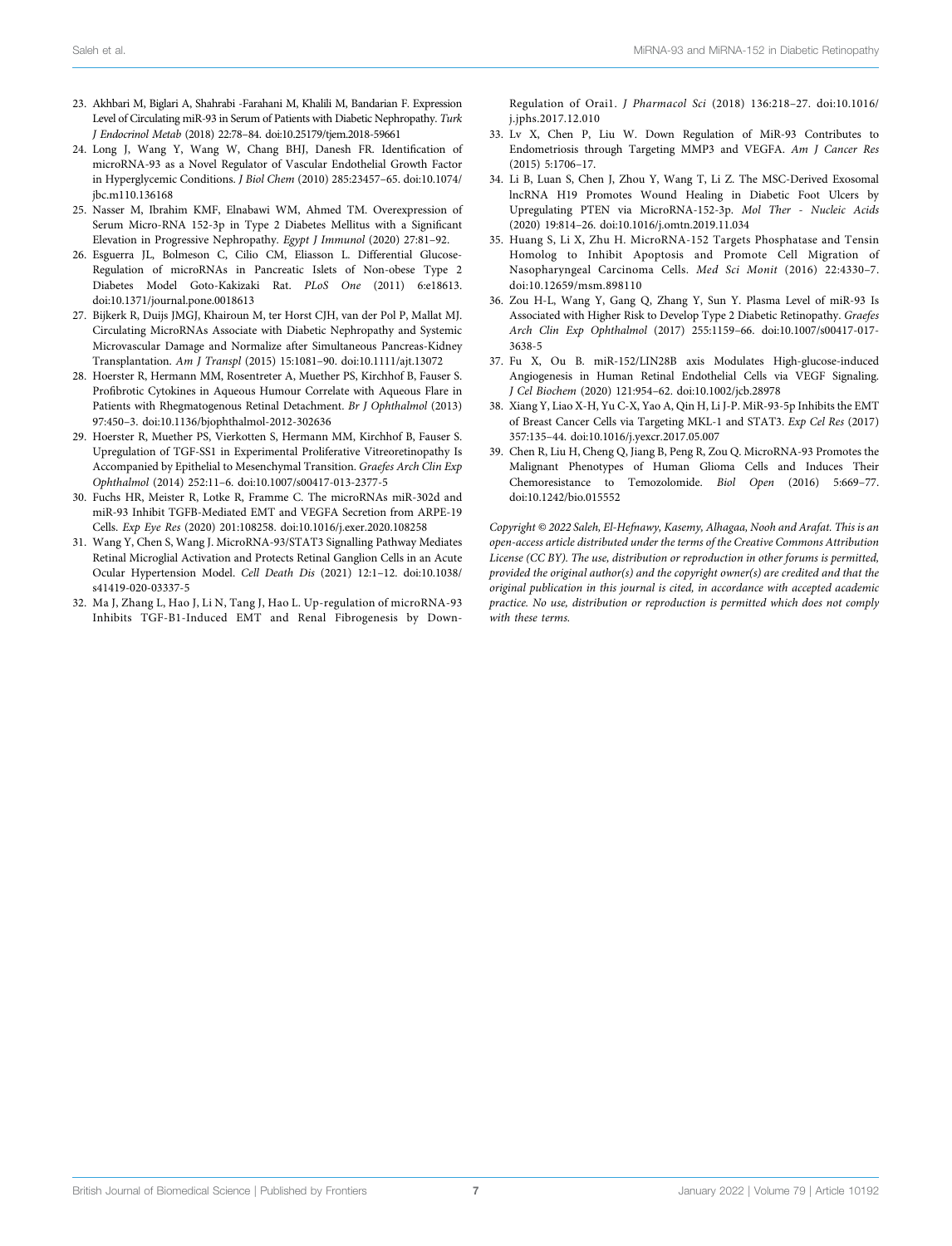23. Akhbari M, Biglari A, Shahrabi -Farahani M, Khalili M, Bandarian F. Expression Level of Circulating miR-93 in Serum of Patients with Diabetic Nephropathy. *Turk J Endocrinol Metab* (2018) 22:78–84. doi:10.25179/tjem.2018-59661

24. Long J, Wang Y, Wang W, Chang BHJ, Danesh FR. Identification of microRNA-93 as a Novel Regulator of Vascular Endothelial Growth Factor in Hyperglycemic Conditions. *J Biol Chem* (2010) 285:23457–65. doi:10.1074/jbc.m110.136168

25. Nasser M, Ibrahim KMF, Elnabawi WM, Ahmed TM. Overexpression of Serum Micro-RNA 152-3p in Type 2 Diabetes Mellitus with a Significant Elevation in Progressive Nephropathy. *Egypt J Immunol* (2020) 27:81–92.

26. Esguerra JL, Bolmeson C, Cilio CM, Eliasson L. Differential Glucose-Regulation of microRNAs in Pancreatic Islets of Non-obese Type 2 Diabetes Model Goto-Kakizaki Rat. *PLoS One* (2011) 6:e18613. doi:10.1371/journal.pone.0018613

27. Bijkerk R, Duijs JMGJ, Khairoun M, ter Horst CJH, van der Pol P, Mallat MJ. Circulating MicroRNAs Associate with Diabetic Nephropathy and Systemic Microvascular Damage and Normalize after Simultaneous Pancreas-Kidney Transplantation. *Am J Transpl* (2015) 15:1081–90. doi:10.1111/ajt.13072

28. Hoerster R, Hermann MM, Rosentreter A, Muether PS, Kirchhof B, Fauser S. Profibrotic Cytokines in Aqueous Humour Correlate with Aqueous Flare in Patients with Rhegmatogenous Retinal Detachment. *Br J Ophthalmol* (2013) 97:450–3. doi:10.1136/bjophthalmol-2012-302636

29. Hoerster R, Muether PS, Vierkotten S, Hermann MM, Kirchhof B, Fauser S. Upregulation of TGF-ß1 in Experimental Proliferative Vitreoretinopathy Is Accompanied by Epithelial to Mesenchymal Transition. *Graefes Arch Clin Exp Ophthalmol* (2014) 252:11–6. doi:10.1007/s00417-013-2377-5

30. Fuchs HR, Meister R, Lotke R, Framme C. The microRNAs miR-302d and miR-93 Inhibit TGFB-Mediated EMT and VEGFA Secretion from ARPE-19 Cells. *Exp Eye Res* (2020) 201:108258. doi:10.1016/j.exer.2020.108258

31. Wang Y, Chen S, Wang J. MicroRNA-93/STAT3 Signalling Pathway Mediates Retinal Microglial Activation and Protects Retinal Ganglion Cells in an Acute Ocular Hypertension Model. *Cell Death Dis* (2021) 12:1–12. doi:10.1038/s41419-020-03337-5

32. Ma J, Zhang L, Hao J, Li N, Tang J, Hao L. Up-regulation of microRNA-93 Inhibits TGF-B1-Induced EMT and Renal Fibrogenesis by Down-Regulation of Orai1. *J Pharmacol Sci* (2018) 136:218–27. doi:10.1016/j.jphs.2017.12.010

33. Lv X, Chen P, Liu W. Down Regulation of MiR-93 Contributes to Endometriosis through Targeting MMP3 and VEGFA. *Am J Cancer Res* (2015) 5:1706–17.

34. Li B, Luan S, Chen J, Zhou Y, Wang T, Li Z. The MSC-Derived Exosomal lncRNA H19 Promotes Wound Healing in Diabetic Foot Ulcers by Upregulating PTEN via MicroRNA-152-3p. *Mol Ther - Nucleic Acids* (2020) 19:814–26. doi:10.1016/j.omtn.2019.11.034

35. Huang S, Li X, Zhu H. MicroRNA-152 Targets Phosphatase and Tensin Homolog to Inhibit Apoptosis and Promote Cell Migration of Nasopharyngeal Carcinoma Cells. *Med Sci Monit* (2016) 22:4330–7. doi:10.12659/msm.898110

36. Zou H-L, Wang Y, Gang Q, Zhang Y, Sun Y. Plasma Level of miR-93 Is Associated with Higher Risk to Develop Type 2 Diabetic Retinopathy. *Graefes Arch Clin Exp Ophthalmol* (2017) 255:1159–66. doi:10.1007/s00417-017-3638-5

37. Fu X, Ou B. miR-152/LIN28B axis Modulates High-glucose-induced Angiogenesis in Human Retinal Endothelial Cells via VEGF Signaling. *J Cel Biochem* (2020) 121:954–62. doi:10.1002/jcb.28978

38. Xiang Y, Liao X-H, Yu C-X, Yao A, Qin H, Li J-P. MiR-93-5p Inhibits the EMT of Breast Cancer Cells via Targeting MKL-1 and STAT3. *Exp Cel Res* (2017) 357:135–44. doi:10.1016/j.yexcr.2017.05.007

39. Chen R, Liu H, Cheng Q, Jiang B, Peng R, Zou Q. MicroRNA-93 Promotes the Malignant Phenotypes of Human Glioma Cells and Induces Their Chemoresistance to Temozolomide. *Biol Open* (2016) 5:669–77. doi:10.1242/bio.015552

*Copyright © 2022 Saleh, El-Hefnawy, Kasemy, Alhagaa, Nooh and Arafat. This is an open-access article distributed under the terms of the Creative Commons Attribution License (CC BY). The use, distribution or reproduction in other forums is permitted, provided the original author(s) and the copyright owner(s) are credited and that the original publication in this journal is cited, in accordance with accepted academic practice. No use, distribution or reproduction is permitted which does not comply with these terms.*